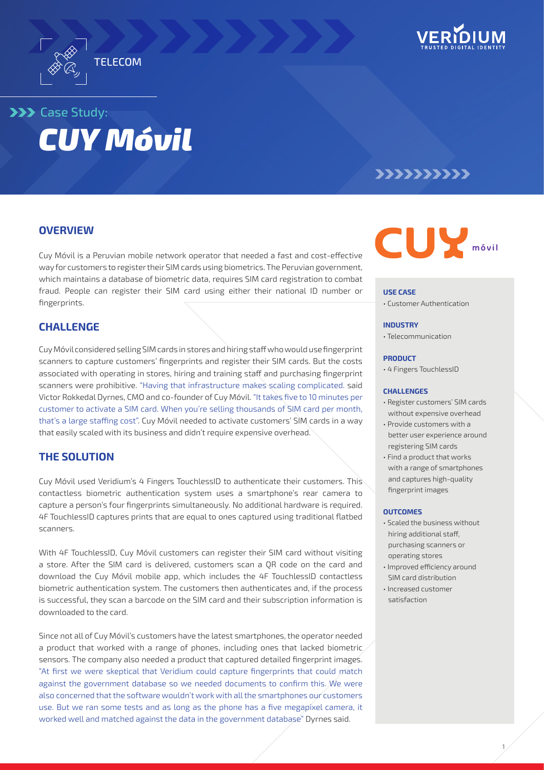TELECOM

# Case Study: CUY Móvil

## OVERVIEW

Cuy Móvil is a Peruvian mobile network operator that needed a fast and cost-effective way for customers to register their SIM cards using biometrics. The Peruvian government, which maintains a database of biometric data, requires SIM card registration to combat fraud. People can register their SIM card using either their national ID number or fingerprints.

## CHALLENGE

Cuy Móvil considered selling SIM cards in stores and hiring staff who would use fingerprint scanners to capture customers' fingerprints and register their SIM cards. But the costs associated with operating in stores, hiring and training staff and purchasing fingerprint scanners were prohibitive. "Having that infrastructure makes scaling complicated. said Victor Rokkedal Dyrnes, CMO and co-founder of Cuy Móvil. "It takes five to 10 minutes per customer to activate a SIM card. When you're selling thousands of SIM card per month, that's a large staffing cost". Cuy Móvil needed to activate customers' SIM cards in a way that easily scaled with its business and didn't require expensive overhead.

## THE SOLUTION

Cuy Móvil used Veridium's 4 Fingers TouchlessID to authenticate their customers. This contactless biometric authentication system uses a smartphone's rear camera to capture a person's four fingerprints simultaneously. No additional hardware is required. 4F TouchlessID captures prints that are equal to ones captured using traditional flatbed scanners.

With 4F TouchlessID, Cuy Móvil customers can register their SIM card without visiting a store. After the SIM card is delivered, customers scan a QR code on the card and download the Cuy Móvil mobile app, which includes the 4F TouchlessID contactless biometric authentication system. The customers then authenticates and, if the process is successful, they scan a barcode on the SIM card and their subscription information is downloaded to the card.

Since not all of Cuy Móvil's customers have the latest smartphones, the operator needed a product that worked with a range of phones, including ones that lacked biometric sensors. The company also needed a product that captured detailed fingerprint images. "At first we were skeptical that Veridium could capture fingerprints that could match against the government database so we needed documents to confirm this. We were also concerned that the software wouldn't work with all the smartphones our customers use. But we ran some tests and as long as the phone has a five megapixel camera, it worked well and matched against the data in the government database" Dyrnes said.

**USE CASE**
- Customer Authentication

**INDUSTRY**
- Telecommunication

**PRODUCT**
- 4 Fingers TouchlessID

**CHALLENGES**
- Register customers' SIM cards without expensive overhead
- Provide customers with a better user experience around registering SIM cards
- Find a product that works with a range of smartphones and captures high-quality fingerprint images

**OUTCOMES**
- Scaled the business without hiring additional staff, purchasing scanners or operating stores
- Improved efficiency around SIM card distribution
- Increased customer satisfaction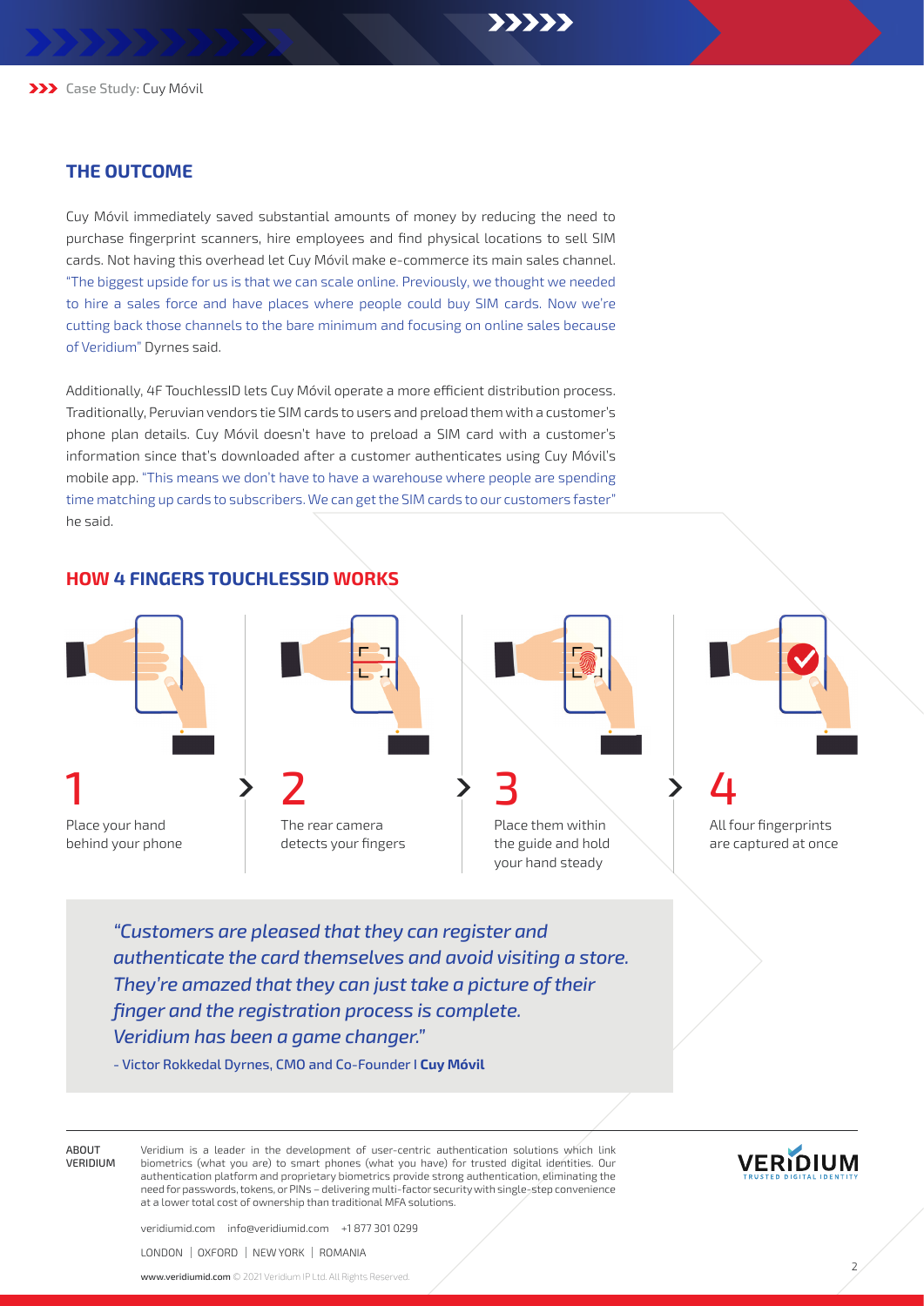## THE OUTCOME

Cuy Móvil immediately saved substantial amounts of money by reducing the need to purchase fingerprint scanners, hire employees and find physical locations to sell SIM cards. Not having this overhead let Cuy Móvil make e-commerce its main sales channel. "The biggest upside for us is that we can scale online. Previously, we thought we needed to hire a sales force and have places where people could buy SIM cards. Now we're cutting back those channels to the bare minimum and focusing on online sales because of Veridium" Dyrnes said.

Additionally, 4F TouchlessID lets Cuy Móvil operate a more efficient distribution process. Traditionally, Peruvian vendors tie SIM cards to users and preload them with a customer's phone plan details. Cuy Móvil doesn't have to preload a SIM card with a customer's information since that's downloaded after a customer authenticates using Cuy Móvil's mobile app. "This means we don't have to have a warehouse where people are spending time matching up cards to subscribers. We can get the SIM cards to our customers faster" he said.

## HOW 4 FINGERS TOUCHLESSID WORKS

1. Place your hand behind your phone
2. The rear camera detects your fingers
3. Place them within the guide and hold your hand steady
4. All four fingerprints are captured at once

> *"Customers are pleased that they can register and authenticate the card themselves and avoid visiting a store. They're amazed that they can just take a picture of their finger and the registration process is complete. Veridium has been a game changer."*
>
> - Victor Rokkedal Dyrnes, CMO and Co-Founder | **Cuy Móvil**

ABOUT VERIDIUM

Veridium is a leader in the development of user-centric authentication solutions which link biometrics (what you are) to smart phones (what you have) for trusted digital identities. Our authentication platform and proprietary biometrics provide strong authentication, eliminating the need for passwords, tokens, or PINs – delivering multi-factor security with single-step convenience at a lower total cost of ownership than traditional MFA solutions.

veridiumid.com info@veridiumid.com +1 877 301 0299

LONDON | OXFORD | NEW YORK | ROMANIA

www.veridiumid.com © 2021 Veridium IP Ltd. All Rights Reserved.